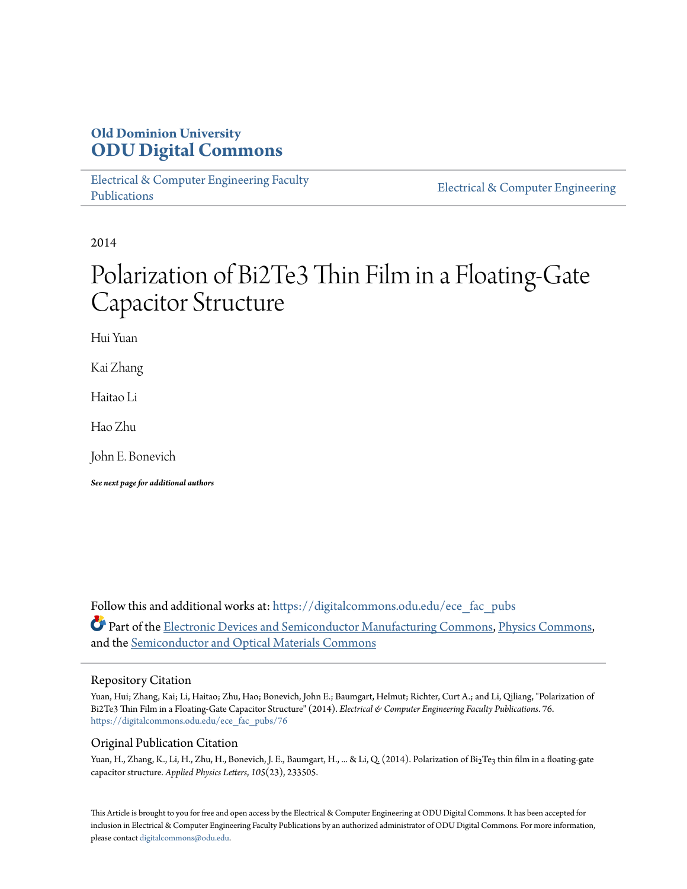**Old Dominion University**
**ODU Digital Commons**

Electrical & Computer Engineering Faculty Publications | Electrical & Computer Engineering

2014

# Polarization of Bi2Te3 Thin Film in a Floating-Gate Capacitor Structure

Hui Yuan

Kai Zhang

Haitao Li

Hao Zhu

John E. Bonevich

***See next page for additional authors***

Follow this and additional works at: https://digitalcommons.odu.edu/ece_fac_pubs

Part of the Electronic Devices and Semiconductor Manufacturing Commons, Physics Commons, and the Semiconductor and Optical Materials Commons

## Repository Citation

Yuan, Hui; Zhang, Kai; Li, Haitao; Zhu, Hao; Bonevich, John E.; Baumgart, Helmut; Richter, Curt A.; and Li, Qiliang, "Polarization of Bi2Te3 Thin Film in a Floating-Gate Capacitor Structure" (2014). *Electrical & Computer Engineering Faculty Publications*. 76.
https://digitalcommons.odu.edu/ece_fac_pubs/76

## Original Publication Citation

Yuan, H., Zhang, K., Li, H., Zhu, H., Bonevich, J. E., Baumgart, H., ... & Li, Q. (2014). Polarization of $Bi_2Te_3$ thin film in a floating-gate capacitor structure. *Applied Physics Letters*, *105*(23), 233505.

This Article is brought to you for free and open access by the Electrical & Computer Engineering at ODU Digital Commons. It has been accepted for inclusion in Electrical & Computer Engineering Faculty Publications by an authorized administrator of ODU Digital Commons. For more information, please contact digitalcommons@odu.edu.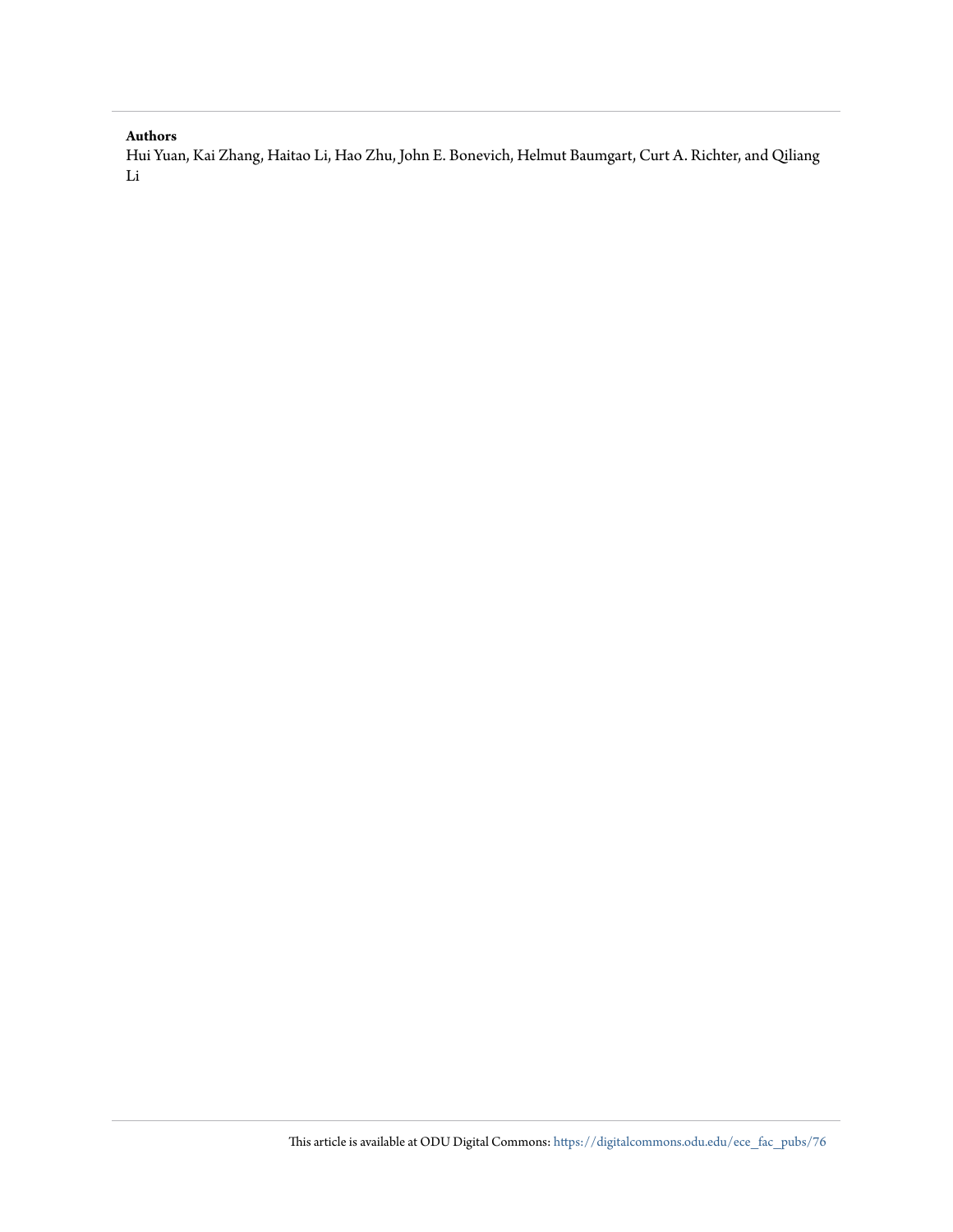**Authors**

Hui Yuan, Kai Zhang, Haitao Li, Hao Zhu, John E. Bonevich, Helmut Baumgart, Curt A. Richter, and Qiliang Li

This article is available at ODU Digital Commons: https://digitalcommons.odu.edu/ece_fac_pubs/76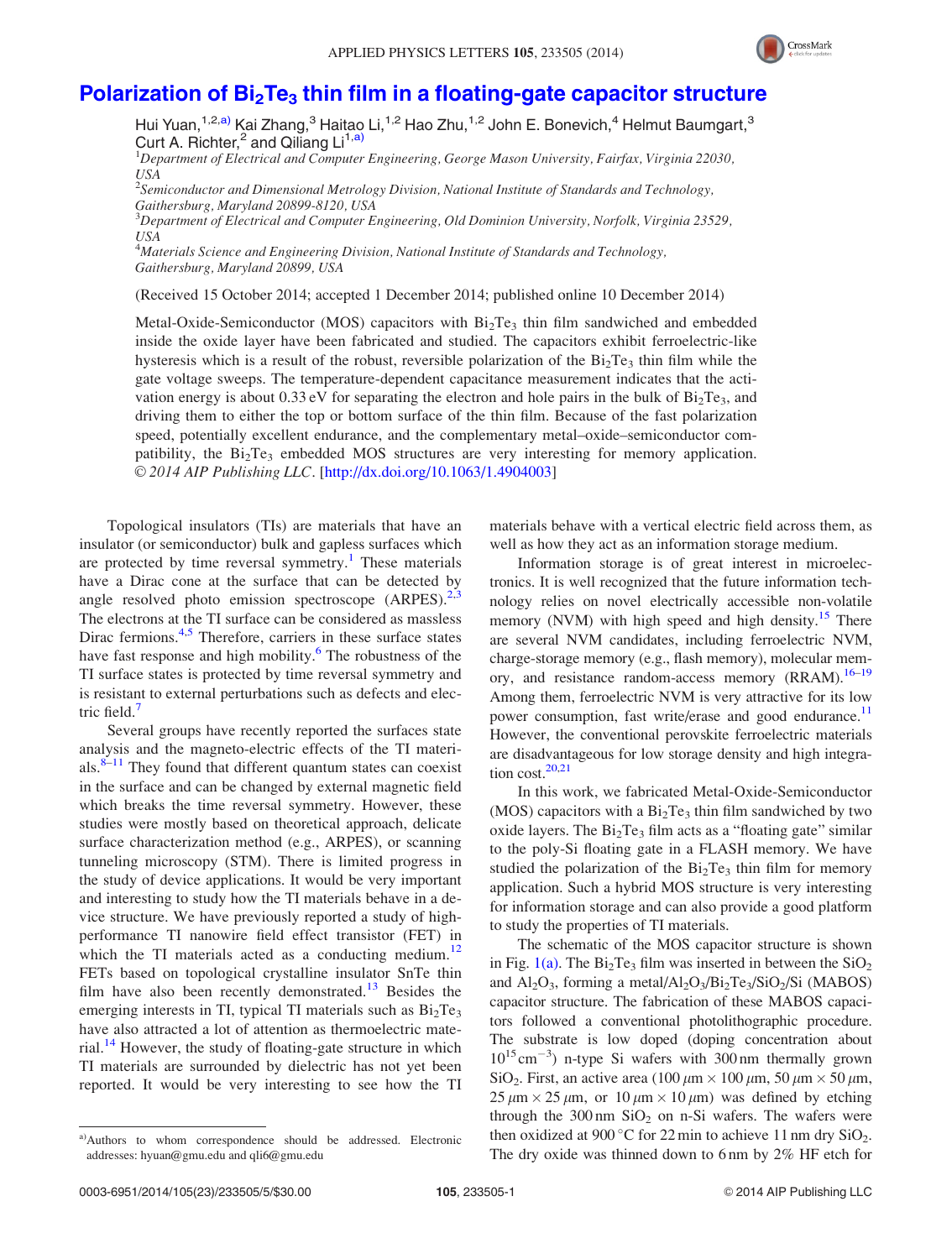# Polarization of $Bi_2Te_3$ thin film in a floating-gate capacitor structure

Hui Yuan,[1,2,a)] Kai Zhang,[3] Haitao Li,[1,2] Hao Zhu,[1,2] John E. Bonevich,[4] Helmut Baumgart,[3] Curt A. Richter,[2] and Qiliang Li[1,a)]

[1]*Department of Electrical and Computer Engineering, George Mason University, Fairfax, Virginia 22030, USA*
[2]*Semiconductor and Dimensional Metrology Division, National Institute of Standards and Technology, Gaithersburg, Maryland 20899-8120, USA*
[3]*Department of Electrical and Computer Engineering, Old Dominion University, Norfolk, Virginia 23529, USA*
[4]*Materials Science and Engineering Division, National Institute of Standards and Technology, Gaithersburg, Maryland 20899, USA*

(Received 15 October 2014; accepted 1 December 2014; published online 10 December 2014)

Metal-Oxide-Semiconductor (MOS) capacitors with $Bi_2Te_3$ thin film sandwiched and embedded inside the oxide layer have been fabricated and studied. The capacitors exhibit ferroelectric-like hysteresis which is a result of the robust, reversible polarization of the $Bi_2Te_3$ thin film while the gate voltage sweeps. The temperature-dependent capacitance measurement indicates that the activation energy is about 0.33 eV for separating the electron and hole pairs in the bulk of $Bi_2Te_3$, and driving them to either the top or bottom surface of the thin film. Because of the fast polarization speed, potentially excellent endurance, and the complementary metal–oxide–semiconductor compatibility, the $Bi_2Te_3$ embedded MOS structures are very interesting for memory application. © *2014 AIP Publishing LLC*. [http://dx.doi.org/10.1063/1.4904003]

Topological insulators (TIs) are materials that have an insulator (or semiconductor) bulk and gapless surfaces which are protected by time reversal symmetry.[1] These materials have a Dirac cone at the surface that can be detected by angle resolved photo emission spectroscope (ARPES).[2,3] The electrons at the TI surface can be considered as massless Dirac fermions.[4,5] Therefore, carriers in these surface states have fast response and high mobility.[6] The robustness of the TI surface states is protected by time reversal symmetry and is resistant to external perturbations such as defects and electric field.[7]

Several groups have recently reported the surfaces state analysis and the magneto-electric effects of the TI materials.[8–11] They found that different quantum states can coexist in the surface and can be changed by external magnetic field which breaks the time reversal symmetry. However, these studies were mostly based on theoretical approach, delicate surface characterization method (e.g., ARPES), or scanning tunneling microscopy (STM). There is limited progress in the study of device applications. It would be very important and interesting to study how the TI materials behave in a device structure. We have previously reported a study of high-performance TI nanowire field effect transistor (FET) in which the TI materials acted as a conducting medium.[12] FETs based on topological crystalline insulator SnTe thin film have also been recently demonstrated.[13] Besides the emerging interests in TI, typical TI materials such as $Bi_2Te_3$ have also attracted a lot of attention as thermoelectric material.[14] However, the study of floating-gate structure in which TI materials are surrounded by dielectric has not yet been reported. It would be very interesting to see how the TI materials behave with a vertical electric field across them, as well as how they act as an information storage medium.

Information storage is of great interest in microelectronics. It is well recognized that the future information technology relies on novel electrically accessible non-volatile memory (NVM) with high speed and high density.[15] There are several NVM candidates, including ferroelectric NVM, charge-storage memory (e.g., flash memory), molecular memory, and resistance random-access memory (RRAM).[16–19] Among them, ferroelectric NVM is very attractive for its low power consumption, fast write/erase and good endurance.[11] However, the conventional perovskite ferroelectric materials are disadvantageous for low storage density and high integration cost.[20,21]

In this work, we fabricated Metal-Oxide-Semiconductor (MOS) capacitors with a $Bi_2Te_3$ thin film sandwiched by two oxide layers. The $Bi_2Te_3$ film acts as a "floating gate" similar to the poly-Si floating gate in a FLASH memory. We have studied the polarization of the $Bi_2Te_3$ thin film for memory application. Such a hybrid MOS structure is very interesting for information storage and can also provide a good platform to study the properties of TI materials.

The schematic of the MOS capacitor structure is shown in Fig. 1(a). The $Bi_2Te_3$ film was inserted in between the $SiO_2$ and $Al_2O_3$, forming a metal/$Al_2O_3$/$Bi_2Te_3$/$SiO_2$/Si (MABOS) capacitor structure. The fabrication of these MABOS capacitors followed a conventional photolithographic procedure. The substrate is low doped (doping concentration about $10^{15}\,cm^{-3}$) n-type Si wafers with 300 nm thermally grown $SiO_2$. First, an active area (100 $\mu$m × 100 $\mu$m, 50 $\mu$m × 50 $\mu$m, 25 $\mu$m × 25 $\mu$m, or 10 $\mu$m × 10 $\mu$m) was defined by etching through the 300 nm $SiO_2$ on n-Si wafers. The wafers were then oxidized at 900 °C for 22 min to achieve 11 nm dry $SiO_2$. The dry oxide was thinned down to 6 nm by 2% HF etch for

a)Authors to whom correspondence should be addressed. Electronic addresses: hyuan@gmu.edu and qli6@gmu.edu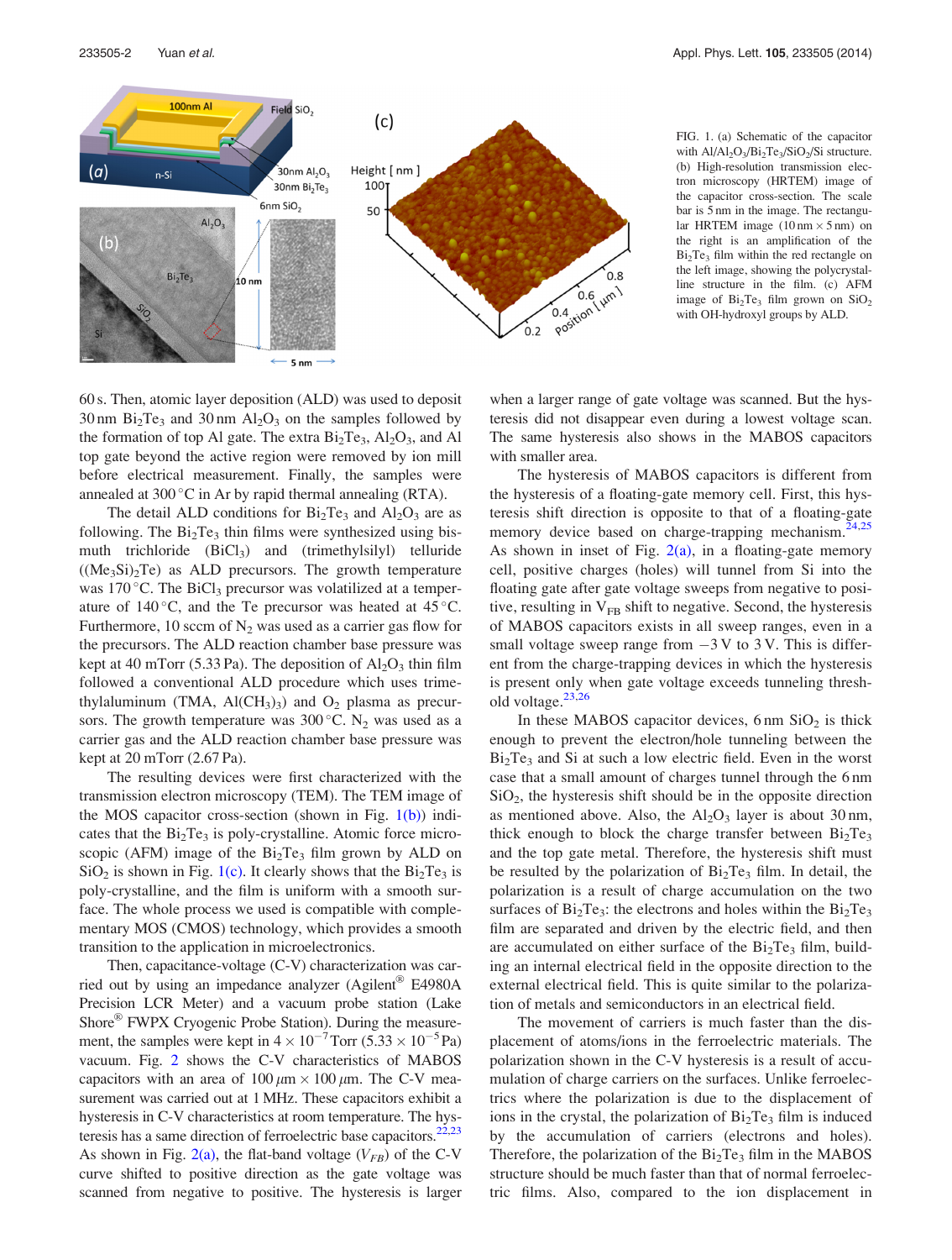FIG. 1. (a) Schematic of the capacitor with $Al/Al_2O_3/Bi_2Te_3/SiO_2/Si$ structure. (b) High-resolution transmission electron microscopy (HRTEM) image of the capacitor cross-section. The scale bar is 5 nm in the image. The rectangular HRTEM image (10 nm × 5 nm) on the right is an amplification of the $Bi_2Te_3$ film within the red rectangle on the left image, showing the polycrystalline structure in the film. (c) AFM image of $Bi_2Te_3$ film grown on $SiO_2$ with OH-hydroxyl groups by ALD.

60 s. Then, atomic layer deposition (ALD) was used to deposit 30 nm $Bi_2Te_3$ and 30 nm $Al_2O_3$ on the samples followed by the formation of top Al gate. The extra $Bi_2Te_3$, $Al_2O_3$, and Al top gate beyond the active region were removed by ion mill before electrical measurement. Finally, the samples were annealed at 300 °C in Ar by rapid thermal annealing (RTA).

The detail ALD conditions for $Bi_2Te_3$ and $Al_2O_3$ are as following. The $Bi_2Te_3$ thin films were synthesized using bismuth trichloride ($BiCl_3$) and (trimethylsilyl) telluride ($(Me_3Si)_2Te$) as ALD precursors. The growth temperature was 170 °C. The $BiCl_3$ precursor was volatilized at a temperature of 140 °C, and the Te precursor was heated at 45 °C. Furthermore, 10 sccm of $N_2$ was used as a carrier gas flow for the precursors. The ALD reaction chamber base pressure was kept at 40 mTorr (5.33 Pa). The deposition of $Al_2O_3$ thin film followed a conventional ALD procedure which uses trimethylaluminum (TMA, $Al(CH_3)_3$) and $O_2$ plasma as precursors. The growth temperature was 300 °C. $N_2$ was used as a carrier gas and the ALD reaction chamber base pressure was kept at 20 mTorr (2.67 Pa).

The resulting devices were first characterized with the transmission electron microscopy (TEM). The TEM image of the MOS capacitor cross-section (shown in Fig. 1(b)) indicates that the $Bi_2Te_3$ is poly-crystalline. Atomic force microscopic (AFM) image of the $Bi_2Te_3$ film grown by ALD on $SiO_2$ is shown in Fig. 1(c). It clearly shows that the $Bi_2Te_3$ is poly-crystalline, and the film is uniform with a smooth surface. The whole process we used is compatible with complementary MOS (CMOS) technology, which provides a smooth transition to the application in microelectronics.

Then, capacitance-voltage (C-V) characterization was carried out by using an impedance analyzer (Agilent® E4980A Precision LCR Meter) and a vacuum probe station (Lake Shore® FWPX Cryogenic Probe Station). During the measurement, the samples were kept in $4 \times 10^{-7}$ Torr ($5.33 \times 10^{-5}$ Pa) vacuum. Fig. 2 shows the C-V characteristics of MABOS capacitors with an area of 100 $\mu$m × 100 $\mu$m. The C-V measurement was carried out at 1 MHz. These capacitors exhibit a hysteresis in C-V characteristics at room temperature. The hysteresis has a same direction of ferroelectric base capacitors.[22,23] As shown in Fig. 2(a), the flat-band voltage ($V_{FB}$) of the C-V curve shifted to positive direction as the gate voltage was scanned from negative to positive. The hysteresis is larger when a larger range of gate voltage was scanned. But the hysteresis did not disappear even during a lowest voltage scan. The same hysteresis also shows in the MABOS capacitors with smaller area.

The hysteresis of MABOS capacitors is different from the hysteresis of a floating-gate memory cell. First, this hysteresis shift direction is opposite to that of a floating-gate memory device based on charge-trapping mechanism.[24,25] As shown in inset of Fig. 2(a), in a floating-gate memory cell, positive charges (holes) will tunnel from Si into the floating gate after gate voltage sweeps from negative to positive, resulting in $V_{FB}$ shift to negative. Second, the hysteresis of MABOS capacitors exists in all sweep ranges, even in a small voltage sweep range from −3 V to 3 V. This is different from the charge-trapping devices in which the hysteresis is present only when gate voltage exceeds tunneling threshold voltage.[23,26]

In these MABOS capacitor devices, 6 nm $SiO_2$ is thick enough to prevent the electron/hole tunneling between the $Bi_2Te_3$ and Si at such a low electric field. Even in the worst case that a small amount of charges tunnel through the 6 nm $SiO_2$, the hysteresis shift should be in the opposite direction as mentioned above. Also, the $Al_2O_3$ layer is about 30 nm, thick enough to block the charge transfer between $Bi_2Te_3$ and the top gate metal. Therefore, the hysteresis shift must be resulted by the polarization of $Bi_2Te_3$ film. In detail, the polarization is a result of charge accumulation on the two surfaces of $Bi_2Te_3$: the electrons and holes within the $Bi_2Te_3$ film are separated and driven by the electric field, and then are accumulated on either surface of the $Bi_2Te_3$ film, building an internal electrical field in the opposite direction to the external electrical field. This is quite similar to the polarization of metals and semiconductors in an electrical field.

The movement of carriers is much faster than the displacement of atoms/ions in the ferroelectric materials. The polarization shown in the C-V hysteresis is a result of accumulation of charge carriers on the surfaces. Unlike ferroelectrics where the polarization is due to the displacement of ions in the crystal, the polarization of $Bi_2Te_3$ film is induced by the accumulation of carriers (electrons and holes). Therefore, the polarization of the $Bi_2Te_3$ film in the MABOS structure should be much faster than that of normal ferroelectric films. Also, compared to the ion displacement in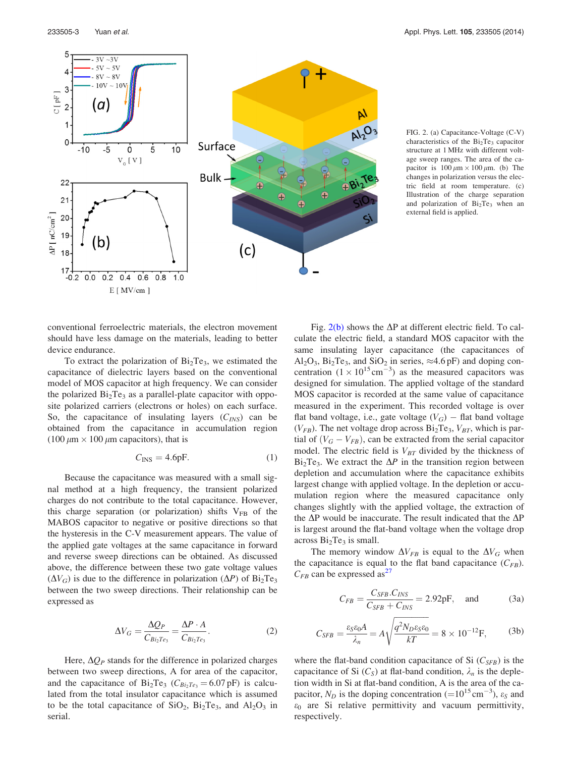FIG. 2. (a) Capacitance-Voltage (C-V) characteristics of the $Bi_2Te_3$ capacitor structure at 1 MHz with different voltage sweep ranges. The area of the capacitor is $100\,\mu m \times 100\,\mu m$. (b) The changes in polarization versus the electric field at room temperature. (c) Illustration of the charge separation and polarization of $Bi_2Te_3$ when an external field is applied.

conventional ferroelectric materials, the electron movement should have less damage on the materials, leading to better device endurance.

To extract the polarization of $Bi_2Te_3$, we estimated the capacitance of dielectric layers based on the conventional model of MOS capacitor at high frequency. We can consider the polarized $Bi_2Te_3$ as a parallel-plate capacitor with opposite polarized carriers (electrons or holes) on each surface. So, the capacitance of insulating layers ($C_{INS}$) can be obtained from the capacitance in accumulation region ($100\,\mu m \times 100\,\mu m$ capacitors), that is

$$C_{INS} = 4.6\text{pF}. \tag{1}$$

Because the capacitance was measured with a small signal method at a high frequency, the transient polarized charges do not contribute to the total capacitance. However, this charge separation (or polarization) shifts $V_{FB}$ of the MABOS capacitor to negative or positive directions so that the hysteresis in the C-V measurement appears. The value of the applied gate voltages at the same capacitance in forward and reverse sweep directions can be obtained. As discussed above, the difference between these two gate voltage values ($\Delta V_G$) is due to the difference in polarization ($\Delta P$) of $Bi_2Te_3$ between the two sweep directions. Their relationship can be expressed as

$$\Delta V_G = \frac{\Delta Q_P}{C_{Bi_2Te_3}} = \frac{\Delta P \cdot A}{C_{Bi_2Te_3}}. \tag{2}$$

Here, $\Delta Q_P$ stands for the difference in polarized charges between two sweep directions, A for area of the capacitor, and the capacitance of $Bi_2Te_3$ ($C_{Bi_2Te_3} = 6.07\,\text{pF}$) is calculated from the total insulator capacitance which is assumed to be the total capacitance of $SiO_2$, $Bi_2Te_3$, and $Al_2O_3$ in serial.

Fig. 2(b) shows the $\Delta P$ at different electric field. To calculate the electric field, a standard MOS capacitor with the same insulating layer capacitance (the capacitances of $Al_2O_3$, $Bi_2Te_3$, and $SiO_2$ in series, $\approx$4.6 pF) and doping concentration ($1 \times 10^{15}\,\text{cm}^{-3}$) as the measured capacitors was designed for simulation. The applied voltage of the standard MOS capacitor is recorded at the same value of capacitance measured in the experiment. This recorded voltage is over flat band voltage, i.e., gate voltage ($V_G$) − flat band voltage ($V_{FB}$). The net voltage drop across $Bi_2Te_3$, $V_{BT}$, which is partial of ($V_G - V_{FB}$), can be extracted from the serial capacitor model. The electric field is $V_{BT}$ divided by the thickness of $Bi_2Te_3$. We extract the $\Delta P$ in the transition region between depletion and accumulation where the capacitance exhibits largest change with applied voltage. In the depletion or accumulation region where the measured capacitance only changes slightly with the applied voltage, the extraction of the $\Delta P$ would be inaccurate. The result indicated that the $\Delta P$ is largest around the flat-band voltage when the voltage drop across $Bi_2Te_3$ is small.

The memory window $\Delta V_{FB}$ is equal to the $\Delta V_G$ when the capacitance is equal to the flat band capacitance ($C_{FB}$). $C_{FB}$ can be expressed as[27]

$$C_{FB} = \frac{C_{SFB}.C_{INS}}{C_{SFB} + C_{INS}} = 2.92\text{pF}, \quad \text{and} \tag{3a}$$

$$C_{SFB} = \frac{\varepsilon_S \varepsilon_0 A}{\lambda_n} = A\sqrt{\frac{q^2 N_D \varepsilon_S \varepsilon_0}{kT}} = 8 \times 10^{-12}\text{F}, \tag{3b}$$

where the flat-band condition capacitance of Si ($C_{SFB}$) is the capacitance of Si ($C_S$) at flat-band condition, $\lambda_n$ is the depletion width in Si at flat-band condition, A is the area of the capacitor, $N_D$ is the doping concentration ($=10^{15}\,\text{cm}^{-3}$), $\varepsilon_S$ and $\varepsilon_0$ are Si relative permittivity and vacuum permittivity, respectively.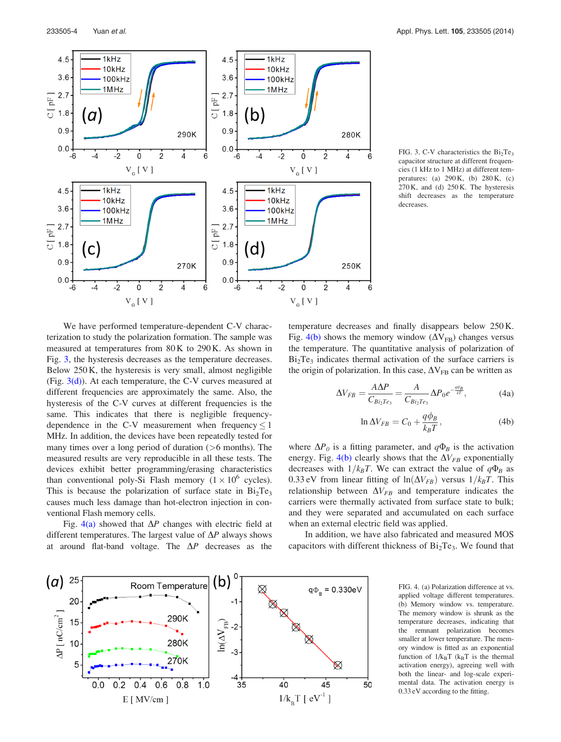FIG. 3. C-V characteristics the $Bi_2Te_3$ capacitor structure at different frequencies (1 kHz to 1 MHz) at different temperatures: (a) 290 K, (b) 280 K, (c) 270 K, and (d) 250 K. The hysteresis shift decreases as the temperature decreases.

We have performed temperature-dependent C-V characterization to study the polarization formation. The sample was measured at temperatures from 80 K to 290 K. As shown in Fig. 3, the hysteresis decreases as the temperature decreases. Below 250 K, the hysteresis is very small, almost negligible (Fig. 3(d)). At each temperature, the C-V curves measured at different frequencies are approximately the same. Also, the hysteresis of the C-V curves at different frequencies is the same. This indicates that there is negligible frequency-dependence in the C-V measurement when frequency $\leq$ 1 MHz. In addition, the devices have been repeatedly tested for many times over a long period of duration (>6 months). The measured results are very reproducible in all these tests. The devices exhibit better programming/erasing characteristics than conventional poly-Si Flash memory ($1 \times 10^6$ cycles). This is because the polarization of surface state in $Bi_2Te_3$ causes much less damage than hot-electron injection in conventional Flash memory cells.

Fig. 4(a) showed that $\Delta P$ changes with electric field at different temperatures. The largest value of $\Delta P$ always shows at around flat-band voltage. The $\Delta P$ decreases as the temperature decreases and finally disappears below 250 K. Fig. 4(b) shows the memory window ($\Delta V_{FB}$) changes versus the temperature. The quantitative analysis of polarization of $Bi_2Te_3$ indicates thermal activation of the surface carriers is the origin of polarization. In this case, $\Delta V_{FB}$ can be written as

$$\Delta V_{FB} = \frac{A \Delta P}{C_{Bi_2Te_3}} = \frac{A}{C_{Bi_2Te_3}} \Delta P_0 e^{-\frac{q\phi_B}{kT}}, \tag{4a}$$

$$\ln \Delta V_{FB} = C_0 + \frac{q\phi_B}{k_B T}, \tag{4b}$$

where $\Delta P_0$ is a fitting parameter, and $q\Phi_B$ is the activation energy. Fig. 4(b) clearly shows that the $\Delta V_{FB}$ exponentially decreases with $1/k_B T$. We can extract the value of $q\Phi_B$ as 0.33 eV from linear fitting of $\ln(\Delta V_{FB})$ versus $1/k_B T$. This relationship between $\Delta V_{FB}$ and temperature indicates the carriers were thermally activated from surface state to bulk; and they were separated and accumulated on each surface when an external electric field was applied.

In addition, we have also fabricated and measured MOS capacitors with different thickness of $Bi_2Te_3$. We found that

FIG. 4. (a) Polarization difference at vs. applied voltage different temperatures. (b) Memory window vs. temperature. The memory window is shrunk as the temperature decreases, indicating that the remnant polarization becomes smaller at lower temperature. The memory window is fitted as an exponential function of $1/k_B T$ ($k_B T$ is the thermal activation energy), agreeing well with both the linear- and log-scale experimental data. The activation energy is 0.33 eV according to the fitting.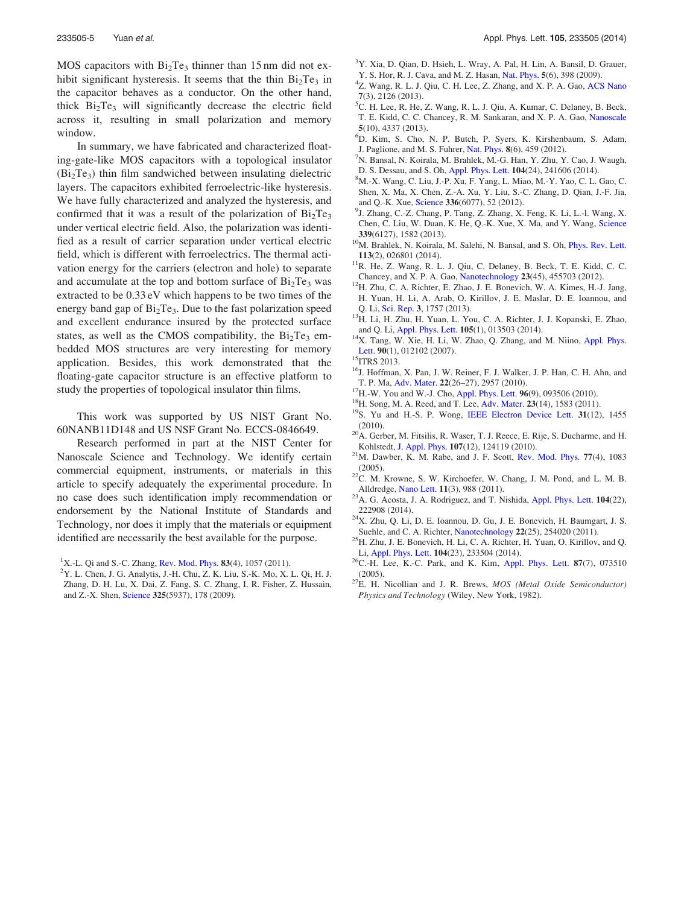MOS capacitors with $Bi_2Te_3$ thinner than 15 nm did not exhibit significant hysteresis. It seems that the thin $Bi_2Te_3$ in the capacitor behaves as a conductor. On the other hand, thick $Bi_2Te_3$ will significantly decrease the electric field across it, resulting in small polarization and memory window.

In summary, we have fabricated and characterized floating-gate-like MOS capacitors with a topological insulator ($Bi_2Te_3$) thin film sandwiched between insulating dielectric layers. The capacitors exhibited ferroelectric-like hysteresis. We have fully characterized and analyzed the hysteresis, and confirmed that it was a result of the polarization of $Bi_2Te_3$ under vertical electric field. Also, the polarization was identified as a result of carrier separation under vertical electric field, which is different with ferroelectrics. The thermal activation energy for the carriers (electron and hole) to separate and accumulate at the top and bottom surface of $Bi_2Te_3$ was extracted to be 0.33 eV which happens to be two times of the energy band gap of $Bi_2Te_3$. Due to the fast polarization speed and excellent endurance insured by the protected surface states, as well as the CMOS compatibility, the $Bi_2Te_3$ embedded MOS structures are very interesting for memory application. Besides, this work demonstrated that the floating-gate capacitor structure is an effective platform to study the properties of topological insulator thin films.

This work was supported by US NIST Grant No. 60NANB11D148 and US NSF Grant No. ECCS-0846649.

Research performed in part at the NIST Center for Nanoscale Science and Technology. We identify certain commercial equipment, instruments, or materials in this article to specify adequately the experimental procedure. In no case does such identification imply recommendation or endorsement by the National Institute of Standards and Technology, nor does it imply that the materials or equipment identified are necessarily the best available for the purpose.

[1] X.-L. Qi and S.-C. Zhang, Rev. Mod. Phys. **83**(4), 1057 (2011).
[2] Y. L. Chen, J. G. Analytis, J.-H. Chu, Z. K. Liu, S.-K. Mo, X. L. Qi, H. J. Zhang, D. H. Lu, X. Dai, Z. Fang, S. C. Zhang, I. R. Fisher, Z. Hussain, and Z.-X. Shen, Science **325**(5937), 178 (2009).
[3] Y. Xia, D. Qian, D. Hsieh, L. Wray, A. Pal, H. Lin, A. Bansil, D. Grauer, Y. S. Hor, R. J. Cava, and M. Z. Hasan, Nat. Phys. **5**(6), 398 (2009).
[4] Z. Wang, R. L. J. Qiu, C. H. Lee, Z. Zhang, and X. P. A. Gao, ACS Nano **7**(3), 2126 (2013).
[5] C. H. Lee, R. He, Z. Wang, R. L. J. Qiu, A. Kumar, C. Delaney, B. Beck, T. E. Kidd, C. C. Chancey, R. M. Sankaran, and X. P. A. Gao, Nanoscale **5**(10), 4337 (2013).
[6] D. Kim, S. Cho, N. P. Butch, P. Syers, K. Kirshenbaum, S. Adam, J. Paglione, and M. S. Fuhrer, Nat. Phys. **8**(6), 459 (2012).
[7] N. Bansal, N. Koirala, M. Brahlek, M.-G. Han, Y. Zhu, Y. Cao, J. Waugh, D. S. Dessau, and S. Oh, Appl. Phys. Lett. **104**(24), 241606 (2014).
[8] M.-X. Wang, C. Liu, J.-P. Xu, F. Yang, L. Miao, M.-Y. Yao, C. L. Gao, C. Shen, X. Ma, X. Chen, Z.-A. Xu, Y. Liu, S.-C. Zhang, D. Qian, J.-F. Jia, and Q.-K. Xue, Science **336**(6077), 52 (2012).
[9] J. Zhang, C.-Z. Chang, P. Tang, Z. Zhang, X. Feng, K. Li, L.-l. Wang, X. Chen, C. Liu, W. Duan, K. He, Q.-K. Xue, X. Ma, and Y. Wang, Science **339**(6127), 1582 (2013).
[10] M. Brahlek, N. Koirala, M. Salehi, N. Bansal, and S. Oh, Phys. Rev. Lett. **113**(2), 026801 (2014).
[11] R. He, Z. Wang, R. L. J. Qiu, C. Delaney, B. Beck, T. E. Kidd, C. C. Chancey, and X. P. A. Gao, Nanotechnology **23**(45), 455703 (2012).
[12] H. Zhu, C. A. Richter, E. Zhao, J. E. Bonevich, W. A. Kimes, H.-J. Jang, H. Yuan, H. Li, A. Arab, O. Kirillov, J. E. Maslar, D. E. Ioannou, and Q. Li, Sci. Rep. **3**, 1757 (2013).
[13] H. Li, H. Zhu, H. Yuan, L. You, C. A. Richter, J. J. Kopanski, E. Zhao, and Q. Li, Appl. Phys. Lett. **105**(1), 013503 (2014).
[14] X. Tang, W. Xie, H. Li, W. Zhao, Q. Zhang, and M. Niino, Appl. Phys. Lett. **90**(1), 012102 (2007).
[15] ITRS 2013.
[16] J. Hoffman, X. Pan, J. W. Reiner, F. J. Walker, J. P. Han, C. H. Ahn, and T. P. Ma, Adv. Mater. **22**(26–27), 2957 (2010).
[17] H.-W. You and W.-J. Cho, Appl. Phys. Lett. **96**(9), 093506 (2010).
[18] H. Song, M. A. Reed, and T. Lee, Adv. Mater. **23**(14), 1583 (2011).
[19] S. Yu and H.-S. P. Wong, IEEE Electron Device Lett. **31**(12), 1455 (2010).
[20] A. Gerber, M. Fitsilis, R. Waser, T. J. Reece, E. Rije, S. Ducharme, and H. Kohlstedt, J. Appl. Phys. **107**(12), 124119 (2010).
[21] M. Dawber, K. M. Rabe, and J. F. Scott, Rev. Mod. Phys. **77**(4), 1083 (2005).
[22] C. M. Krowne, S. W. Kirchoefer, W. Chang, J. M. Pond, and L. M. B. Alldredge, Nano Lett. **11**(3), 988 (2011).
[23] A. G. Acosta, J. A. Rodriguez, and T. Nishida, Appl. Phys. Lett. **104**(22), 222908 (2014).
[24] X. Zhu, Q. Li, D. E. Ioannou, D. Gu, J. E. Bonevich, H. Baumgart, J. S. Suehle, and C. A. Richter, Nanotechnology **22**(25), 254020 (2011).
[25] H. Zhu, J. E. Bonevich, H. Li, C. A. Richter, H. Yuan, O. Kirillov, and Q. Li, Appl. Phys. Lett. **104**(23), 233504 (2014).
[26] C.-H. Lee, K.-C. Park, and K. Kim, Appl. Phys. Lett. **87**(7), 073510 (2005).
[27] E. H. Nicollian and J. R. Brews, *MOS (Metal Oxide Semiconductor) Physics and Technology* (Wiley, New York, 1982).